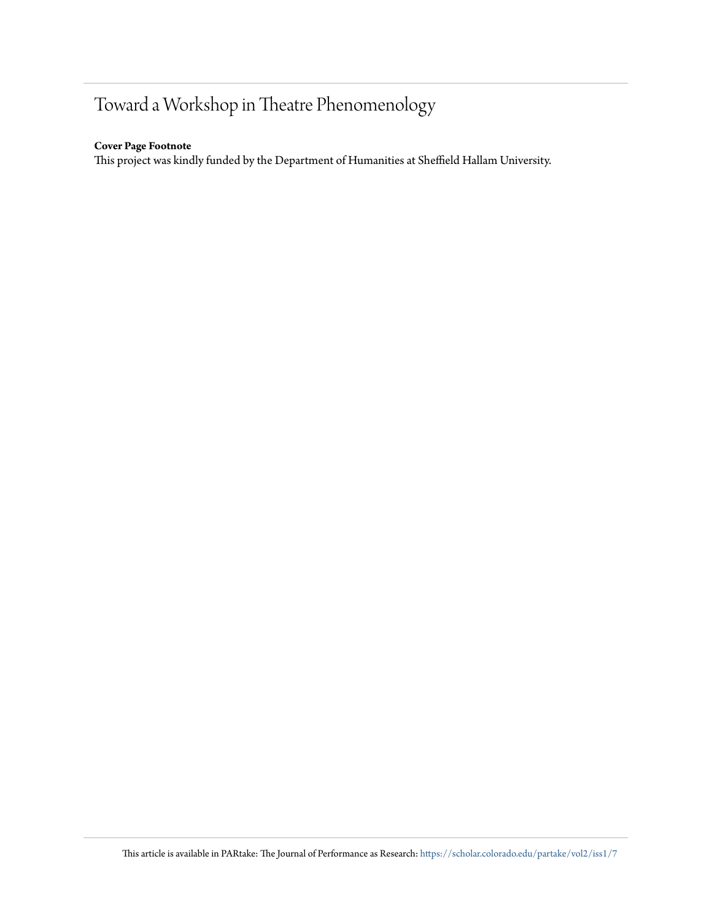# Toward a Workshop in Theatre Phenomenology

**Cover Page Footnote**

This project was kindly funded by the Department of Humanities at Sheffield Hallam University.

This article is available in PARtake: The Journal of Performance as Research: https://scholar.colorado.edu/partake/vol2/iss1/7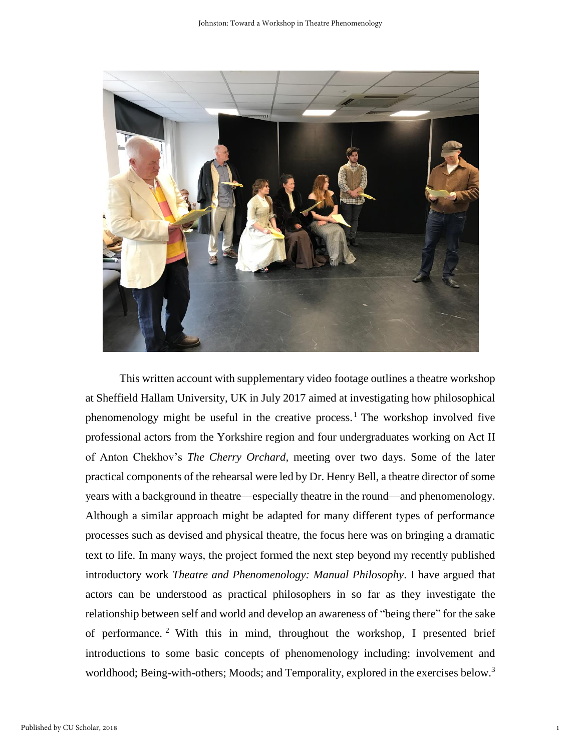This written account with supplementary video footage outlines a theatre workshop at Sheffield Hallam University, UK in July 2017 aimed at investigating how philosophical phenomenology might be useful in the creative process.[1] The workshop involved five professional actors from the Yorkshire region and four undergraduates working on Act II of Anton Chekhov's *The Cherry Orchard*, meeting over two days. Some of the later practical components of the rehearsal were led by Dr. Henry Bell, a theatre director of some years with a background in theatre—especially theatre in the round—and phenomenology. Although a similar approach might be adapted for many different types of performance processes such as devised and physical theatre, the focus here was on bringing a dramatic text to life. In many ways, the project formed the next step beyond my recently published introductory work *Theatre and Phenomenology: Manual Philosophy*. I have argued that actors can be understood as practical philosophers in so far as they investigate the relationship between self and world and develop an awareness of "being there" for the sake of performance.[2] With this in mind, throughout the workshop, I presented brief introductions to some basic concepts of phenomenology including: involvement and worldhood; Being-with-others; Moods; and Temporality, explored in the exercises below.[3]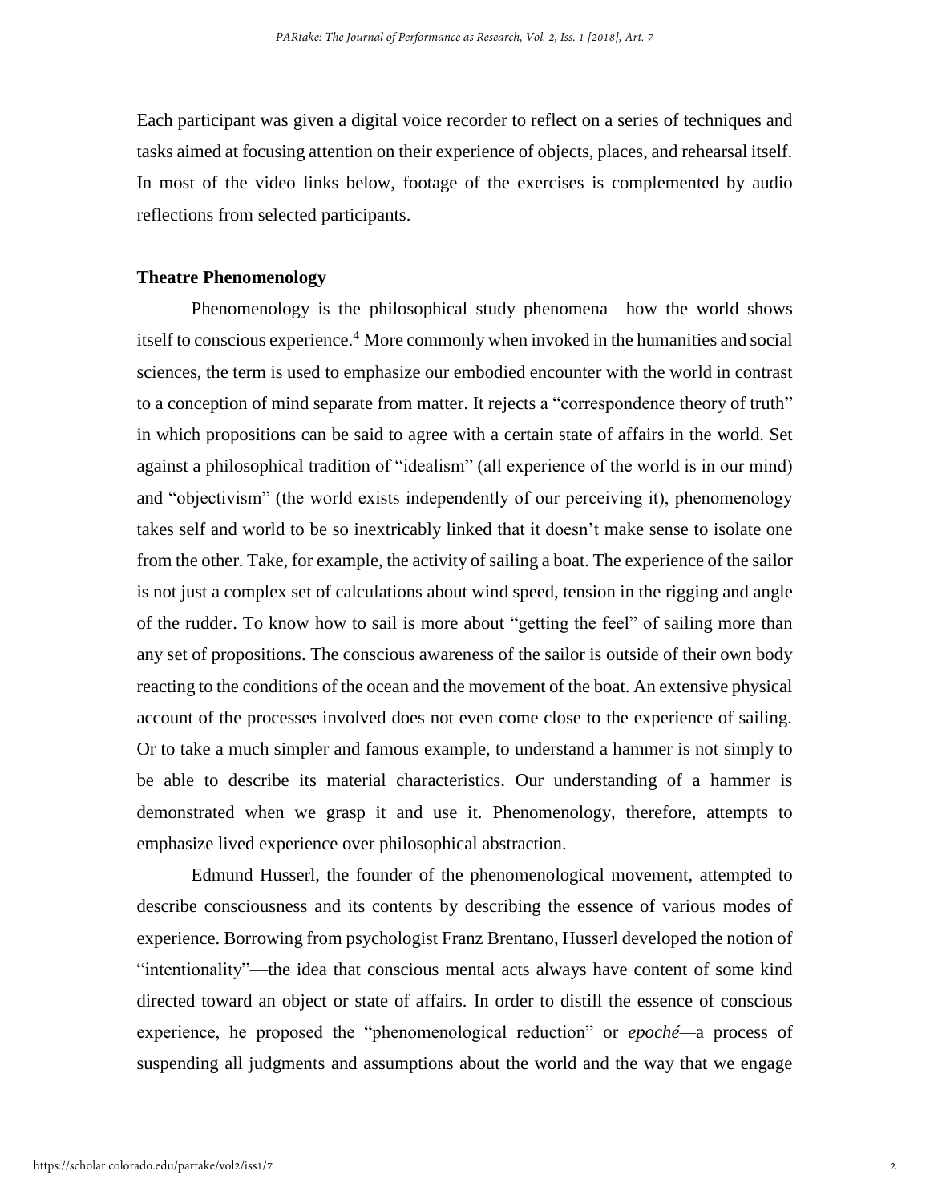Each participant was given a digital voice recorder to reflect on a series of techniques and tasks aimed at focusing attention on their experience of objects, places, and rehearsal itself. In most of the video links below, footage of the exercises is complemented by audio reflections from selected participants.

**Theatre Phenomenology**

Phenomenology is the philosophical study phenomena—how the world shows itself to conscious experience.[4] More commonly when invoked in the humanities and social sciences, the term is used to emphasize our embodied encounter with the world in contrast to a conception of mind separate from matter. It rejects a "correspondence theory of truth" in which propositions can be said to agree with a certain state of affairs in the world. Set against a philosophical tradition of "idealism" (all experience of the world is in our mind) and "objectivism" (the world exists independently of our perceiving it), phenomenology takes self and world to be so inextricably linked that it doesn't make sense to isolate one from the other. Take, for example, the activity of sailing a boat. The experience of the sailor is not just a complex set of calculations about wind speed, tension in the rigging and angle of the rudder. To know how to sail is more about "getting the feel" of sailing more than any set of propositions. The conscious awareness of the sailor is outside of their own body reacting to the conditions of the ocean and the movement of the boat. An extensive physical account of the processes involved does not even come close to the experience of sailing. Or to take a much simpler and famous example, to understand a hammer is not simply to be able to describe its material characteristics. Our understanding of a hammer is demonstrated when we grasp it and use it. Phenomenology, therefore, attempts to emphasize lived experience over philosophical abstraction.

Edmund Husserl, the founder of the phenomenological movement, attempted to describe consciousness and its contents by describing the essence of various modes of experience. Borrowing from psychologist Franz Brentano, Husserl developed the notion of "intentionality"—the idea that conscious mental acts always have content of some kind directed toward an object or state of affairs. In order to distill the essence of conscious experience, he proposed the "phenomenological reduction" or *epoché*—a process of suspending all judgments and assumptions about the world and the way that we engage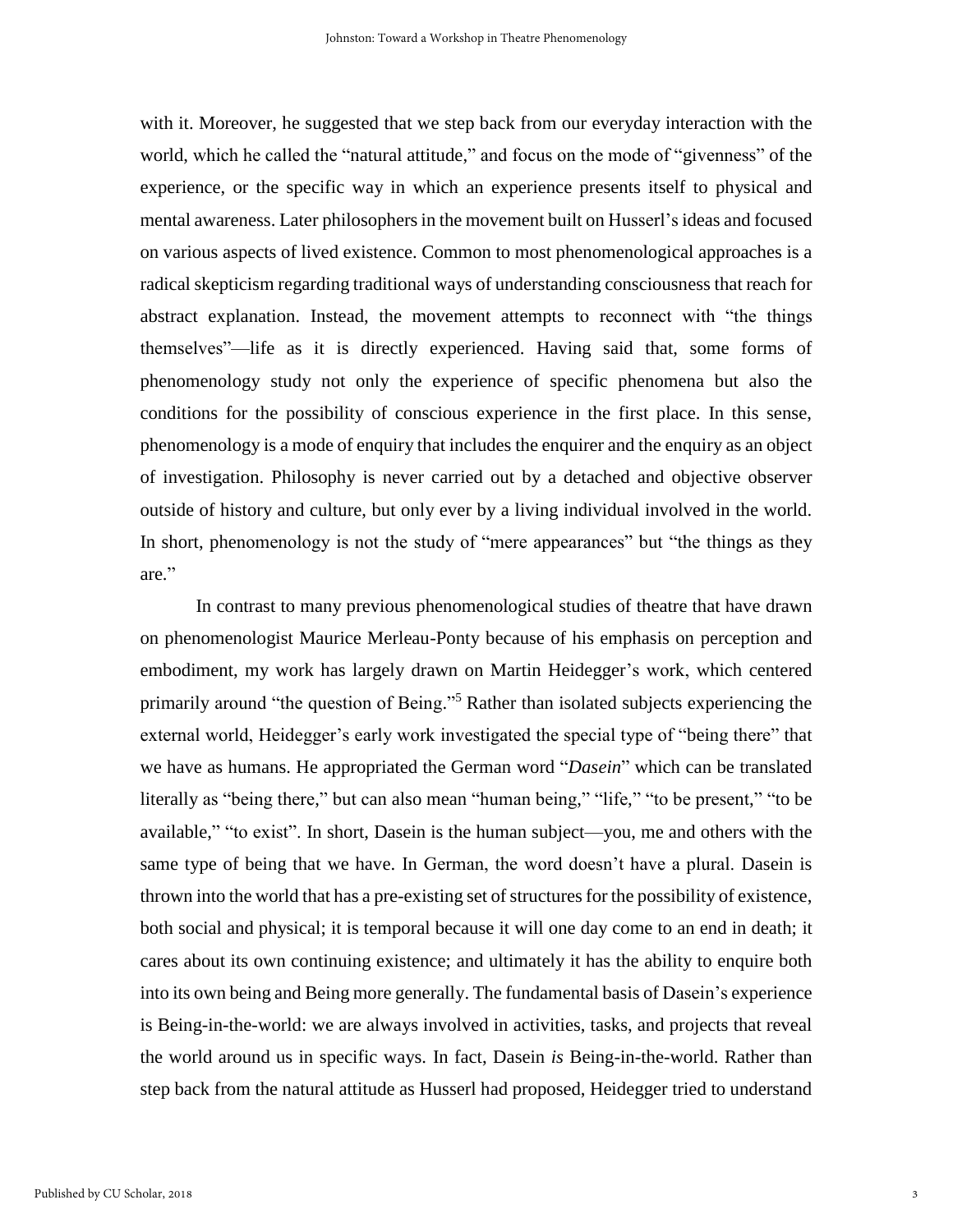with it. Moreover, he suggested that we step back from our everyday interaction with the world, which he called the "natural attitude," and focus on the mode of "givenness" of the experience, or the specific way in which an experience presents itself to physical and mental awareness. Later philosophers in the movement built on Husserl's ideas and focused on various aspects of lived existence. Common to most phenomenological approaches is a radical skepticism regarding traditional ways of understanding consciousness that reach for abstract explanation. Instead, the movement attempts to reconnect with "the things themselves"—life as it is directly experienced. Having said that, some forms of phenomenology study not only the experience of specific phenomena but also the conditions for the possibility of conscious experience in the first place. In this sense, phenomenology is a mode of enquiry that includes the enquirer and the enquiry as an object of investigation. Philosophy is never carried out by a detached and objective observer outside of history and culture, but only ever by a living individual involved in the world. In short, phenomenology is not the study of "mere appearances" but "the things as they are."

In contrast to many previous phenomenological studies of theatre that have drawn on phenomenologist Maurice Merleau-Ponty because of his emphasis on perception and embodiment, my work has largely drawn on Martin Heidegger's work, which centered primarily around "the question of Being."[5] Rather than isolated subjects experiencing the external world, Heidegger's early work investigated the special type of "being there" that we have as humans. He appropriated the German word "*Dasein*" which can be translated literally as "being there," but can also mean "human being," "life," "to be present," "to be available," "to exist". In short, Dasein is the human subject—you, me and others with the same type of being that we have. In German, the word doesn't have a plural. Dasein is thrown into the world that has a pre-existing set of structures for the possibility of existence, both social and physical; it is temporal because it will one day come to an end in death; it cares about its own continuing existence; and ultimately it has the ability to enquire both into its own being and Being more generally. The fundamental basis of Dasein's experience is Being-in-the-world: we are always involved in activities, tasks, and projects that reveal the world around us in specific ways. In fact, Dasein *is* Being-in-the-world. Rather than step back from the natural attitude as Husserl had proposed, Heidegger tried to understand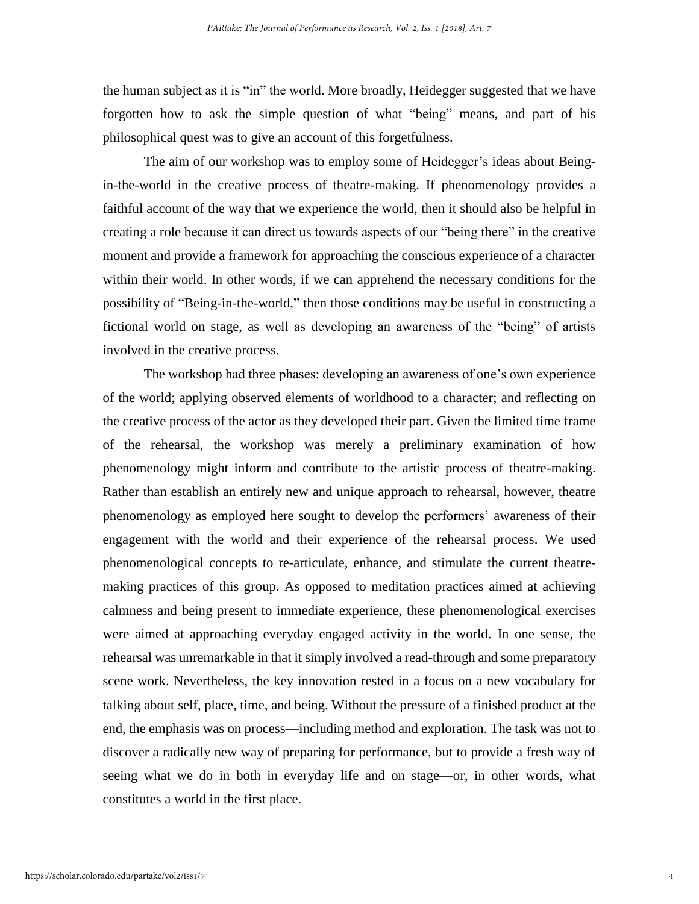the human subject as it is "in" the world. More broadly, Heidegger suggested that we have forgotten how to ask the simple question of what "being" means, and part of his philosophical quest was to give an account of this forgetfulness.

The aim of our workshop was to employ some of Heidegger's ideas about Being-in-the-world in the creative process of theatre-making. If phenomenology provides a faithful account of the way that we experience the world, then it should also be helpful in creating a role because it can direct us towards aspects of our "being there" in the creative moment and provide a framework for approaching the conscious experience of a character within their world. In other words, if we can apprehend the necessary conditions for the possibility of "Being-in-the-world," then those conditions may be useful in constructing a fictional world on stage, as well as developing an awareness of the "being" of artists involved in the creative process.

The workshop had three phases: developing an awareness of one's own experience of the world; applying observed elements of worldhood to a character; and reflecting on the creative process of the actor as they developed their part. Given the limited time frame of the rehearsal, the workshop was merely a preliminary examination of how phenomenology might inform and contribute to the artistic process of theatre-making. Rather than establish an entirely new and unique approach to rehearsal, however, theatre phenomenology as employed here sought to develop the performers' awareness of their engagement with the world and their experience of the rehearsal process. We used phenomenological concepts to re-articulate, enhance, and stimulate the current theatre-making practices of this group. As opposed to meditation practices aimed at achieving calmness and being present to immediate experience, these phenomenological exercises were aimed at approaching everyday engaged activity in the world. In one sense, the rehearsal was unremarkable in that it simply involved a read-through and some preparatory scene work. Nevertheless, the key innovation rested in a focus on a new vocabulary for talking about self, place, time, and being. Without the pressure of a finished product at the end, the emphasis was on process—including method and exploration. The task was not to discover a radically new way of preparing for performance, but to provide a fresh way of seeing what we do in both in everyday life and on stage—or, in other words, what constitutes a world in the first place.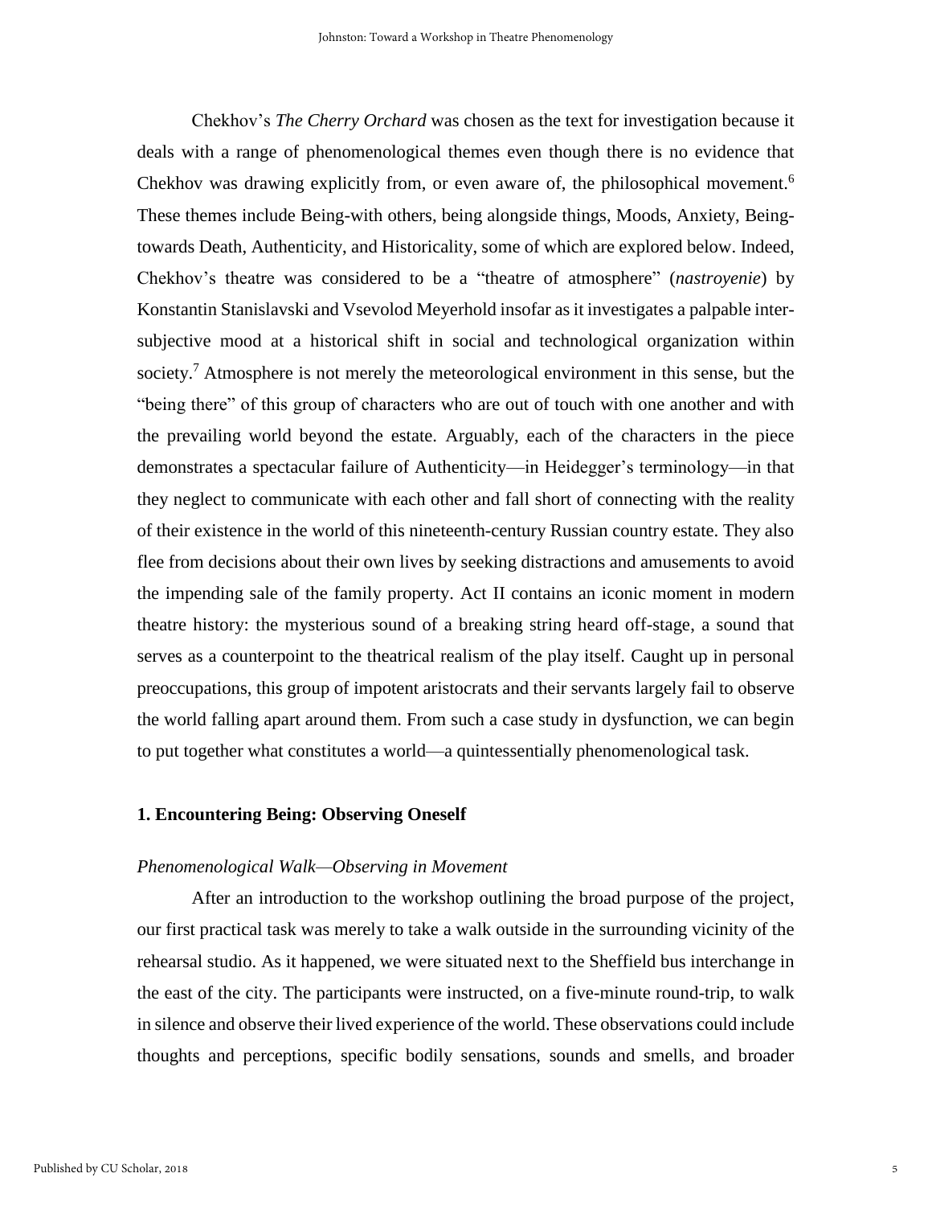Chekhov's *The Cherry Orchard* was chosen as the text for investigation because it deals with a range of phenomenological themes even though there is no evidence that Chekhov was drawing explicitly from, or even aware of, the philosophical movement.[6] These themes include Being-with others, being alongside things, Moods, Anxiety, Being-towards Death, Authenticity, and Historicality, some of which are explored below. Indeed, Chekhov's theatre was considered to be a "theatre of atmosphere" (***nastroyenie***) by Konstantin Stanislavski and Vsevolod Meyerhold insofar as it investigates a palpable inter-subjective mood at a historical shift in social and technological organization within society.[7] Atmosphere is not merely the meteorological environment in this sense, but the "being there" of this group of characters who are out of touch with one another and with the prevailing world beyond the estate. Arguably, each of the characters in the piece demonstrates a spectacular failure of Authenticity—in Heidegger's terminology—in that they neglect to communicate with each other and fall short of connecting with the reality of their existence in the world of this nineteenth-century Russian country estate. They also flee from decisions about their own lives by seeking distractions and amusements to avoid the impending sale of the family property. Act II contains an iconic moment in modern theatre history: the mysterious sound of a breaking string heard off-stage, a sound that serves as a counterpoint to the theatrical realism of the play itself. Caught up in personal preoccupations, this group of impotent aristocrats and their servants largely fail to observe the world falling apart around them. From such a case study in dysfunction, we can begin to put together what constitutes a world—a quintessentially phenomenological task.

## 1. Encountering Being: Observing Oneself

### *Phenomenological Walk—Observing in Movement*

After an introduction to the workshop outlining the broad purpose of the project, our first practical task was merely to take a walk outside in the surrounding vicinity of the rehearsal studio. As it happened, we were situated next to the Sheffield bus interchange in the east of the city. The participants were instructed, on a five-minute round-trip, to walk in silence and observe their lived experience of the world. These observations could include thoughts and perceptions, specific bodily sensations, sounds and smells, and broader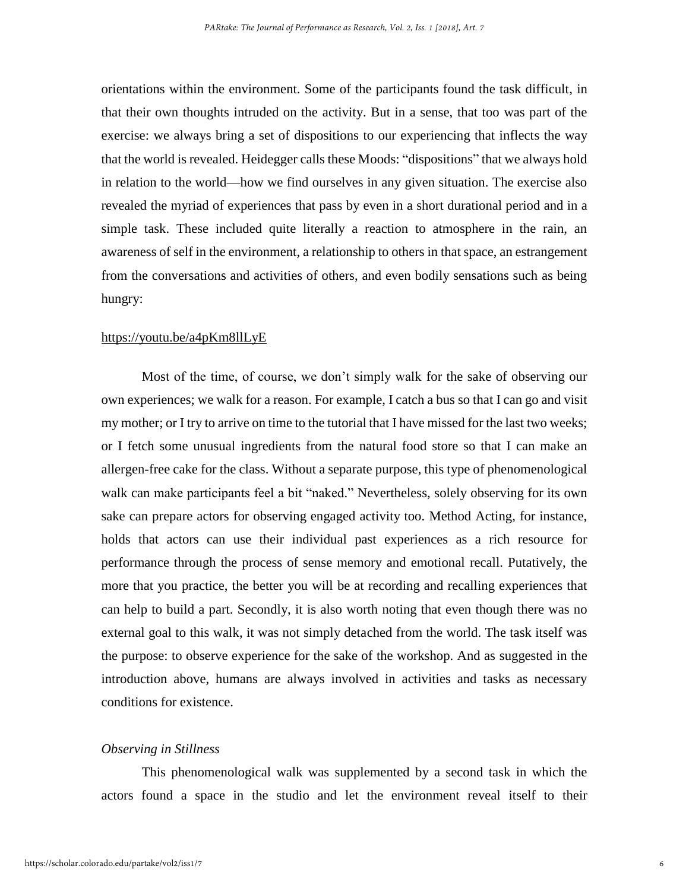orientations within the environment. Some of the participants found the task difficult, in that their own thoughts intruded on the activity. But in a sense, that too was part of the exercise: we always bring a set of dispositions to our experiencing that inflects the way that the world is revealed. Heidegger calls these Moods: "dispositions" that we always hold in relation to the world—how we find ourselves in any given situation. The exercise also revealed the myriad of experiences that pass by even in a short durational period and in a simple task. These included quite literally a reaction to atmosphere in the rain, an awareness of self in the environment, a relationship to others in that space, an estrangement from the conversations and activities of others, and even bodily sensations such as being hungry:

https://youtu.be/a4pKm8llLyE

Most of the time, of course, we don't simply walk for the sake of observing our own experiences; we walk for a reason. For example, I catch a bus so that I can go and visit my mother; or I try to arrive on time to the tutorial that I have missed for the last two weeks; or I fetch some unusual ingredients from the natural food store so that I can make an allergen-free cake for the class. Without a separate purpose, this type of phenomenological walk can make participants feel a bit "naked." Nevertheless, solely observing for its own sake can prepare actors for observing engaged activity too. Method Acting, for instance, holds that actors can use their individual past experiences as a rich resource for performance through the process of sense memory and emotional recall. Putatively, the more that you practice, the better you will be at recording and recalling experiences that can help to build a part. Secondly, it is also worth noting that even though there was no external goal to this walk, it was not simply detached from the world. The task itself was the purpose: to observe experience for the sake of the workshop. And as suggested in the introduction above, humans are always involved in activities and tasks as necessary conditions for existence.

*Observing in Stillness*

This phenomenological walk was supplemented by a second task in which the actors found a space in the studio and let the environment reveal itself to their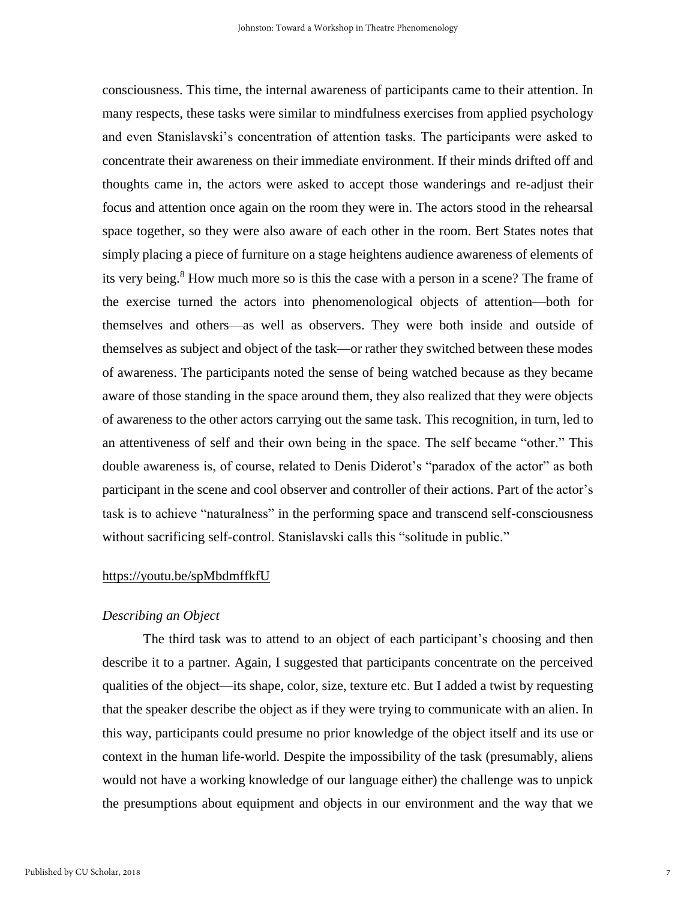consciousness. This time, the internal awareness of participants came to their attention. In many respects, these tasks were similar to mindfulness exercises from applied psychology and even Stanislavski's concentration of attention tasks. The participants were asked to concentrate their awareness on their immediate environment. If their minds drifted off and thoughts came in, the actors were asked to accept those wanderings and re-adjust their focus and attention once again on the room they were in. The actors stood in the rehearsal space together, so they were also aware of each other in the room. Bert States notes that simply placing a piece of furniture on a stage heightens audience awareness of elements of its very being.[8] How much more so is this the case with a person in a scene? The frame of the exercise turned the actors into phenomenological objects of attention—both for themselves and others—as well as observers. They were both inside and outside of themselves as subject and object of the task—or rather they switched between these modes of awareness. The participants noted the sense of being watched because as they became aware of those standing in the space around them, they also realized that they were objects of awareness to the other actors carrying out the same task. This recognition, in turn, led to an attentiveness of self and their own being in the space. The self became "other." This double awareness is, of course, related to Denis Diderot's "paradox of the actor" as both participant in the scene and cool observer and controller of their actions. Part of the actor's task is to achieve "naturalness" in the performing space and transcend self-consciousness without sacrificing self-control. Stanislavski calls this "solitude in public."

https://youtu.be/spMbdmffkfU

*Describing an Object*

The third task was to attend to an object of each participant's choosing and then describe it to a partner. Again, I suggested that participants concentrate on the perceived qualities of the object—its shape, color, size, texture etc. But I added a twist by requesting that the speaker describe the object as if they were trying to communicate with an alien. In this way, participants could presume no prior knowledge of the object itself and its use or context in the human life-world. Despite the impossibility of the task (presumably, aliens would not have a working knowledge of our language either) the challenge was to unpick the presumptions about equipment and objects in our environment and the way that we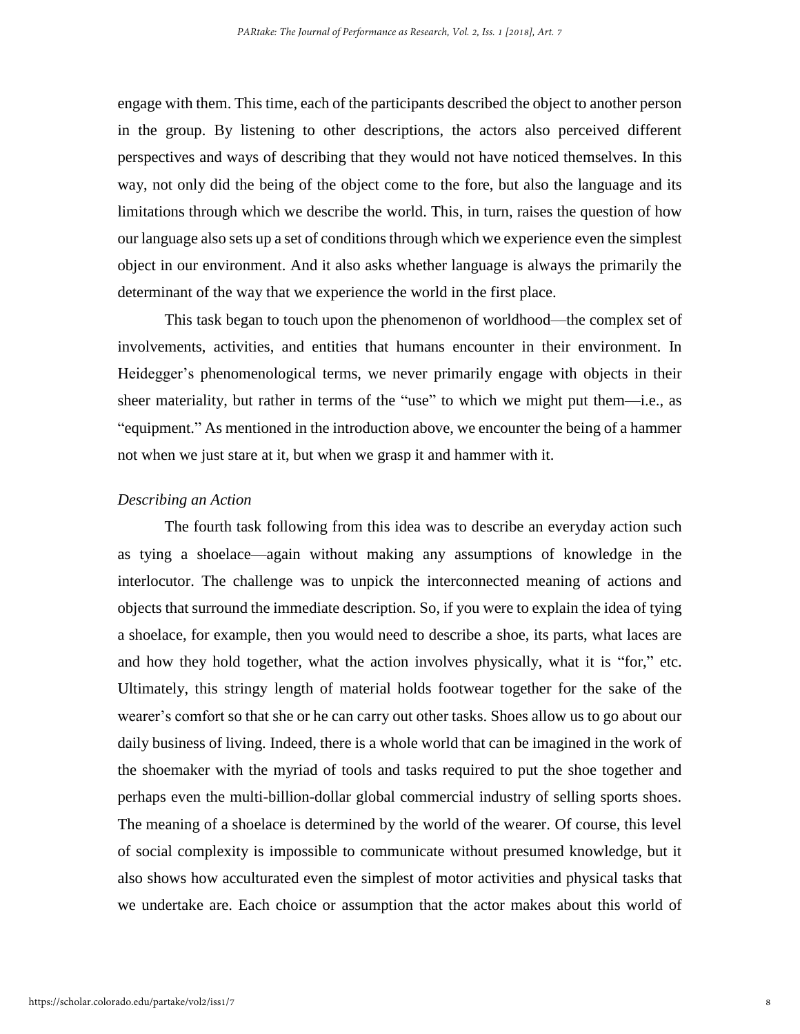engage with them. This time, each of the participants described the object to another person in the group. By listening to other descriptions, the actors also perceived different perspectives and ways of describing that they would not have noticed themselves. In this way, not only did the being of the object come to the fore, but also the language and its limitations through which we describe the world. This, in turn, raises the question of how our language also sets up a set of conditions through which we experience even the simplest object in our environment. And it also asks whether language is always the primarily the determinant of the way that we experience the world in the first place.

This task began to touch upon the phenomenon of worldhood—the complex set of involvements, activities, and entities that humans encounter in their environment. In Heidegger's phenomenological terms, we never primarily engage with objects in their sheer materiality, but rather in terms of the "use" to which we might put them—i.e., as "equipment." As mentioned in the introduction above, we encounter the being of a hammer not when we just stare at it, but when we grasp it and hammer with it.

### *Describing an Action*

The fourth task following from this idea was to describe an everyday action such as tying a shoelace—again without making any assumptions of knowledge in the interlocutor. The challenge was to unpick the interconnected meaning of actions and objects that surround the immediate description. So, if you were to explain the idea of tying a shoelace, for example, then you would need to describe a shoe, its parts, what laces are and how they hold together, what the action involves physically, what it is "for," etc. Ultimately, this stringy length of material holds footwear together for the sake of the wearer's comfort so that she or he can carry out other tasks. Shoes allow us to go about our daily business of living. Indeed, there is a whole world that can be imagined in the work of the shoemaker with the myriad of tools and tasks required to put the shoe together and perhaps even the multi-billion-dollar global commercial industry of selling sports shoes. The meaning of a shoelace is determined by the world of the wearer. Of course, this level of social complexity is impossible to communicate without presumed knowledge, but it also shows how acculturated even the simplest of motor activities and physical tasks that we undertake are. Each choice or assumption that the actor makes about this world of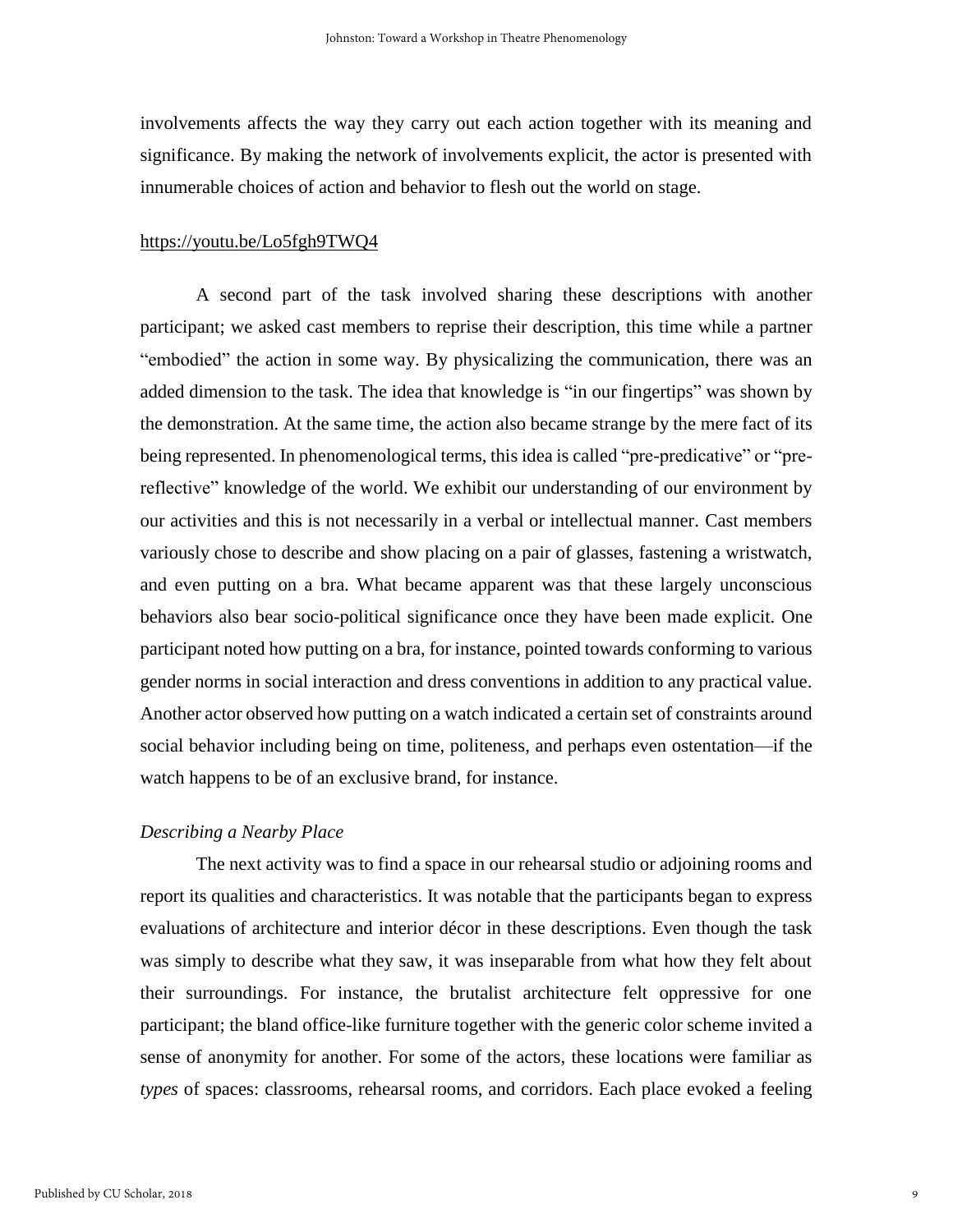involvements affects the way they carry out each action together with its meaning and significance. By making the network of involvements explicit, the actor is presented with innumerable choices of action and behavior to flesh out the world on stage.

https://youtu.be/Lo5fgh9TWQ4

A second part of the task involved sharing these descriptions with another participant; we asked cast members to reprise their description, this time while a partner "embodied" the action in some way. By physicalizing the communication, there was an added dimension to the task. The idea that knowledge is "in our fingertips" was shown by the demonstration. At the same time, the action also became strange by the mere fact of its being represented. In phenomenological terms, this idea is called "pre-predicative" or "pre-reflective" knowledge of the world. We exhibit our understanding of our environment by our activities and this is not necessarily in a verbal or intellectual manner. Cast members variously chose to describe and show placing on a pair of glasses, fastening a wristwatch, and even putting on a bra. What became apparent was that these largely unconscious behaviors also bear socio-political significance once they have been made explicit. One participant noted how putting on a bra, for instance, pointed towards conforming to various gender norms in social interaction and dress conventions in addition to any practical value. Another actor observed how putting on a watch indicated a certain set of constraints around social behavior including being on time, politeness, and perhaps even ostentation—if the watch happens to be of an exclusive brand, for instance.

*Describing a Nearby Place*

The next activity was to find a space in our rehearsal studio or adjoining rooms and report its qualities and characteristics. It was notable that the participants began to express evaluations of architecture and interior décor in these descriptions. Even though the task was simply to describe what they saw, it was inseparable from what how they felt about their surroundings. For instance, the brutalist architecture felt oppressive for one participant; the bland office-like furniture together with the generic color scheme invited a sense of anonymity for another. For some of the actors, these locations were familiar as *types* of spaces: classrooms, rehearsal rooms, and corridors. Each place evoked a feeling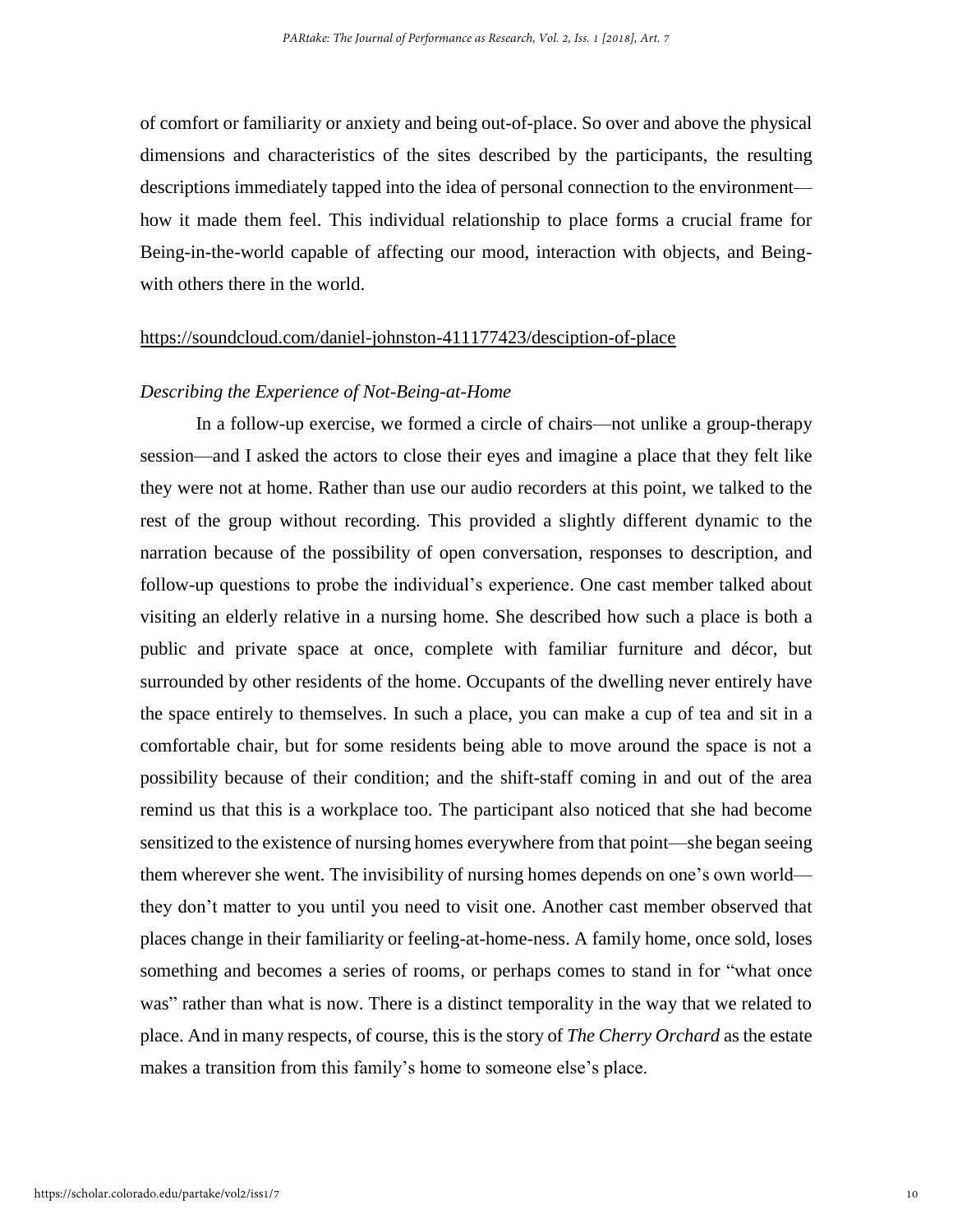of comfort or familiarity or anxiety and being out-of-place. So over and above the physical dimensions and characteristics of the sites described by the participants, the resulting descriptions immediately tapped into the idea of personal connection to the environment—how it made them feel. This individual relationship to place forms a crucial frame for Being-in-the-world capable of affecting our mood, interaction with objects, and Being-with others there in the world.

https://soundcloud.com/daniel-johnston-411177423/desciption-of-place

*Describing the Experience of Not-Being-at-Home*

In a follow-up exercise, we formed a circle of chairs—not unlike a group-therapy session—and I asked the actors to close their eyes and imagine a place that they felt like they were not at home. Rather than use our audio recorders at this point, we talked to the rest of the group without recording. This provided a slightly different dynamic to the narration because of the possibility of open conversation, responses to description, and follow-up questions to probe the individual's experience. One cast member talked about visiting an elderly relative in a nursing home. She described how such a place is both a public and private space at once, complete with familiar furniture and décor, but surrounded by other residents of the home. Occupants of the dwelling never entirely have the space entirely to themselves. In such a place, you can make a cup of tea and sit in a comfortable chair, but for some residents being able to move around the space is not a possibility because of their condition; and the shift-staff coming in and out of the area remind us that this is a workplace too. The participant also noticed that she had become sensitized to the existence of nursing homes everywhere from that point—she began seeing them wherever she went. The invisibility of nursing homes depends on one's own world—they don't matter to you until you need to visit one. Another cast member observed that places change in their familiarity or feeling-at-home-ness. A family home, once sold, loses something and becomes a series of rooms, or perhaps comes to stand in for "what once was" rather than what is now. There is a distinct temporality in the way that we related to place. And in many respects, of course, this is the story of *The Cherry Orchard* as the estate makes a transition from this family's home to someone else's place.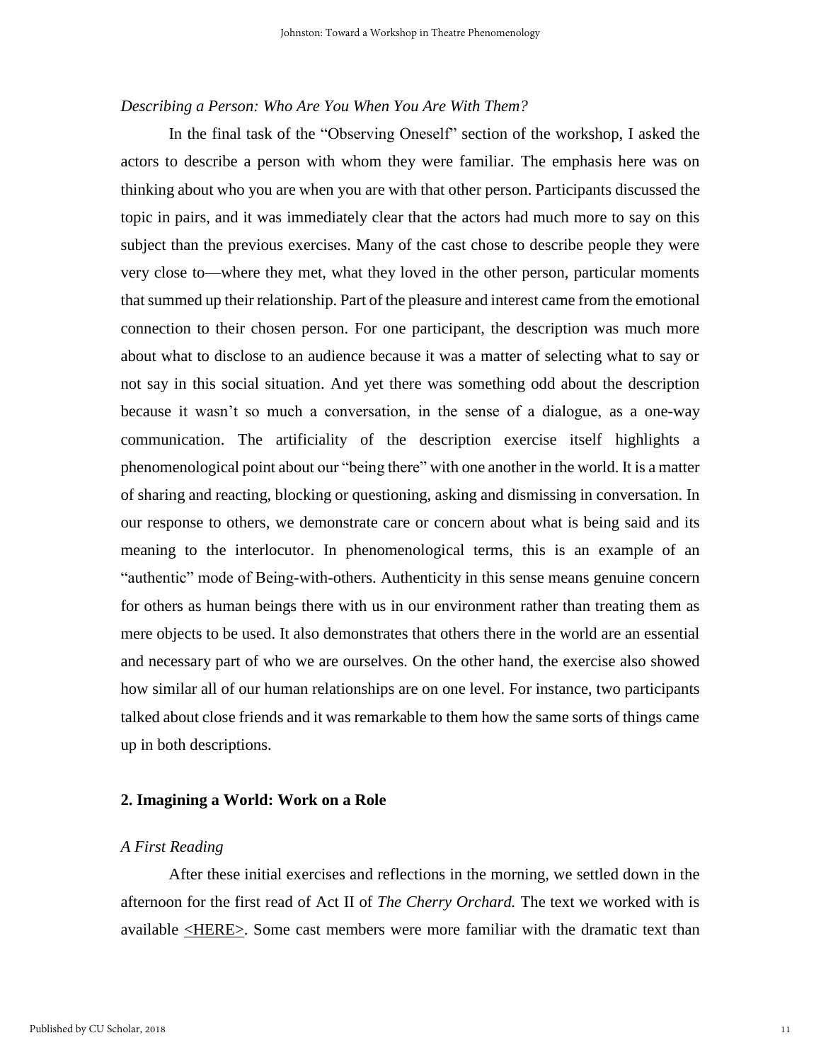*Describing a Person: Who Are You When You Are With Them?*

In the final task of the "Observing Oneself" section of the workshop, I asked the actors to describe a person with whom they were familiar. The emphasis here was on thinking about who you are when you are with that other person. Participants discussed the topic in pairs, and it was immediately clear that the actors had much more to say on this subject than the previous exercises. Many of the cast chose to describe people they were very close to—where they met, what they loved in the other person, particular moments that summed up their relationship. Part of the pleasure and interest came from the emotional connection to their chosen person. For one participant, the description was much more about what to disclose to an audience because it was a matter of selecting what to say or not say in this social situation. And yet there was something odd about the description because it wasn't so much a conversation, in the sense of a dialogue, as a one-way communication. The artificiality of the description exercise itself highlights a phenomenological point about our "being there" with one another in the world. It is a matter of sharing and reacting, blocking or questioning, asking and dismissing in conversation. In our response to others, we demonstrate care or concern about what is being said and its meaning to the interlocutor. In phenomenological terms, this is an example of an "authentic" mode of Being-with-others. Authenticity in this sense means genuine concern for others as human beings there with us in our environment rather than treating them as mere objects to be used. It also demonstrates that others there in the world are an essential and necessary part of who we are ourselves. On the other hand, the exercise also showed how similar all of our human relationships are on one level. For instance, two participants talked about close friends and it was remarkable to them how the same sorts of things came up in both descriptions.

## 2. Imagining a World: Work on a Role

*A First Reading*

After these initial exercises and reflections in the morning, we settled down in the afternoon for the first read of Act II of *The Cherry Orchard.* The text we worked with is available <HERE>. Some cast members were more familiar with the dramatic text than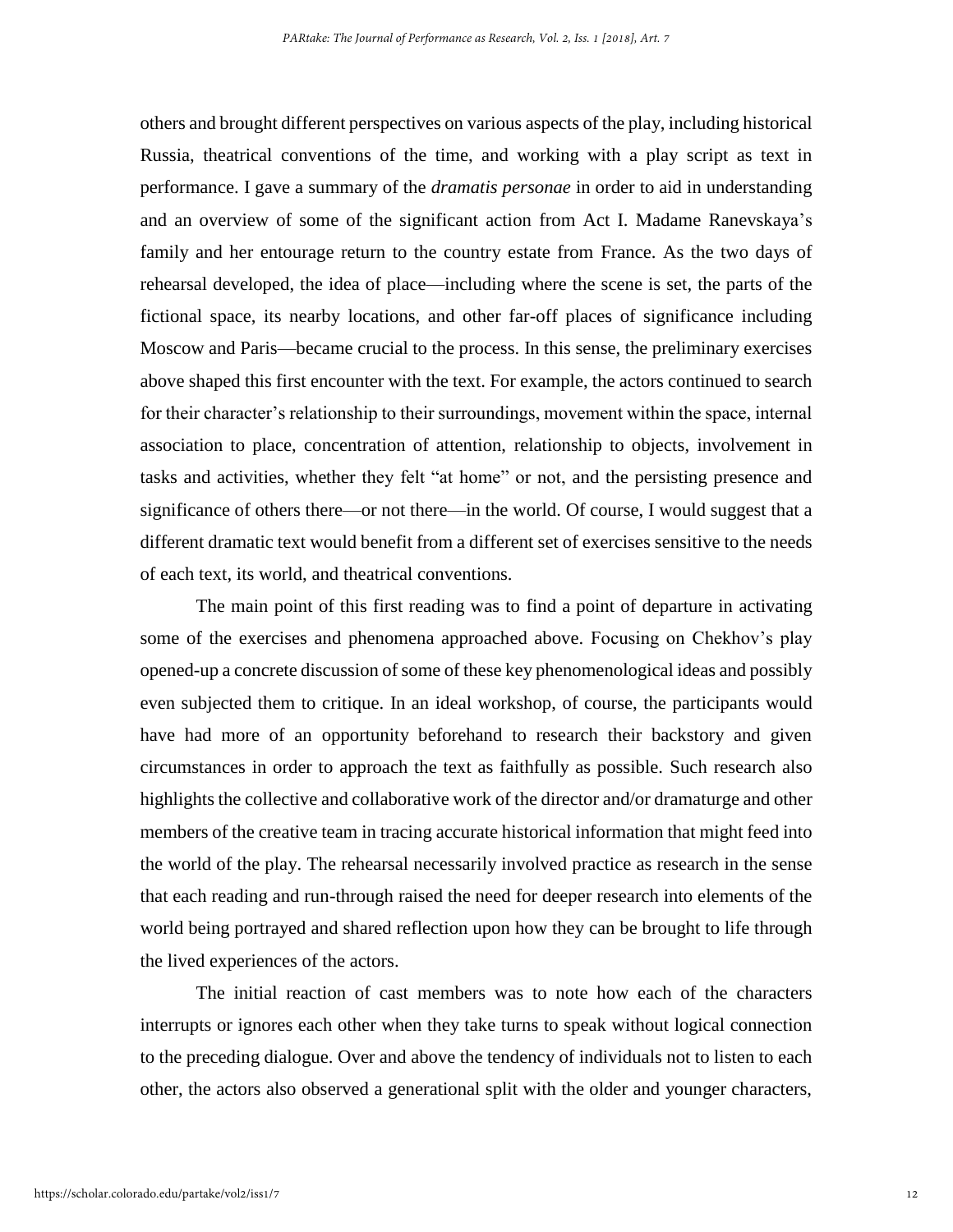others and brought different perspectives on various aspects of the play, including historical Russia, theatrical conventions of the time, and working with a play script as text in performance. I gave a summary of the *dramatis personae* in order to aid in understanding and an overview of some of the significant action from Act I. Madame Ranevskaya's family and her entourage return to the country estate from France. As the two days of rehearsal developed, the idea of place—including where the scene is set, the parts of the fictional space, its nearby locations, and other far-off places of significance including Moscow and Paris—became crucial to the process. In this sense, the preliminary exercises above shaped this first encounter with the text. For example, the actors continued to search for their character's relationship to their surroundings, movement within the space, internal association to place, concentration of attention, relationship to objects, involvement in tasks and activities, whether they felt "at home" or not, and the persisting presence and significance of others there—or not there—in the world. Of course, I would suggest that a different dramatic text would benefit from a different set of exercises sensitive to the needs of each text, its world, and theatrical conventions.

The main point of this first reading was to find a point of departure in activating some of the exercises and phenomena approached above. Focusing on Chekhov's play opened-up a concrete discussion of some of these key phenomenological ideas and possibly even subjected them to critique. In an ideal workshop, of course, the participants would have had more of an opportunity beforehand to research their backstory and given circumstances in order to approach the text as faithfully as possible. Such research also highlights the collective and collaborative work of the director and/or dramaturge and other members of the creative team in tracing accurate historical information that might feed into the world of the play. The rehearsal necessarily involved practice as research in the sense that each reading and run-through raised the need for deeper research into elements of the world being portrayed and shared reflection upon how they can be brought to life through the lived experiences of the actors.

The initial reaction of cast members was to note how each of the characters interrupts or ignores each other when they take turns to speak without logical connection to the preceding dialogue. Over and above the tendency of individuals not to listen to each other, the actors also observed a generational split with the older and younger characters,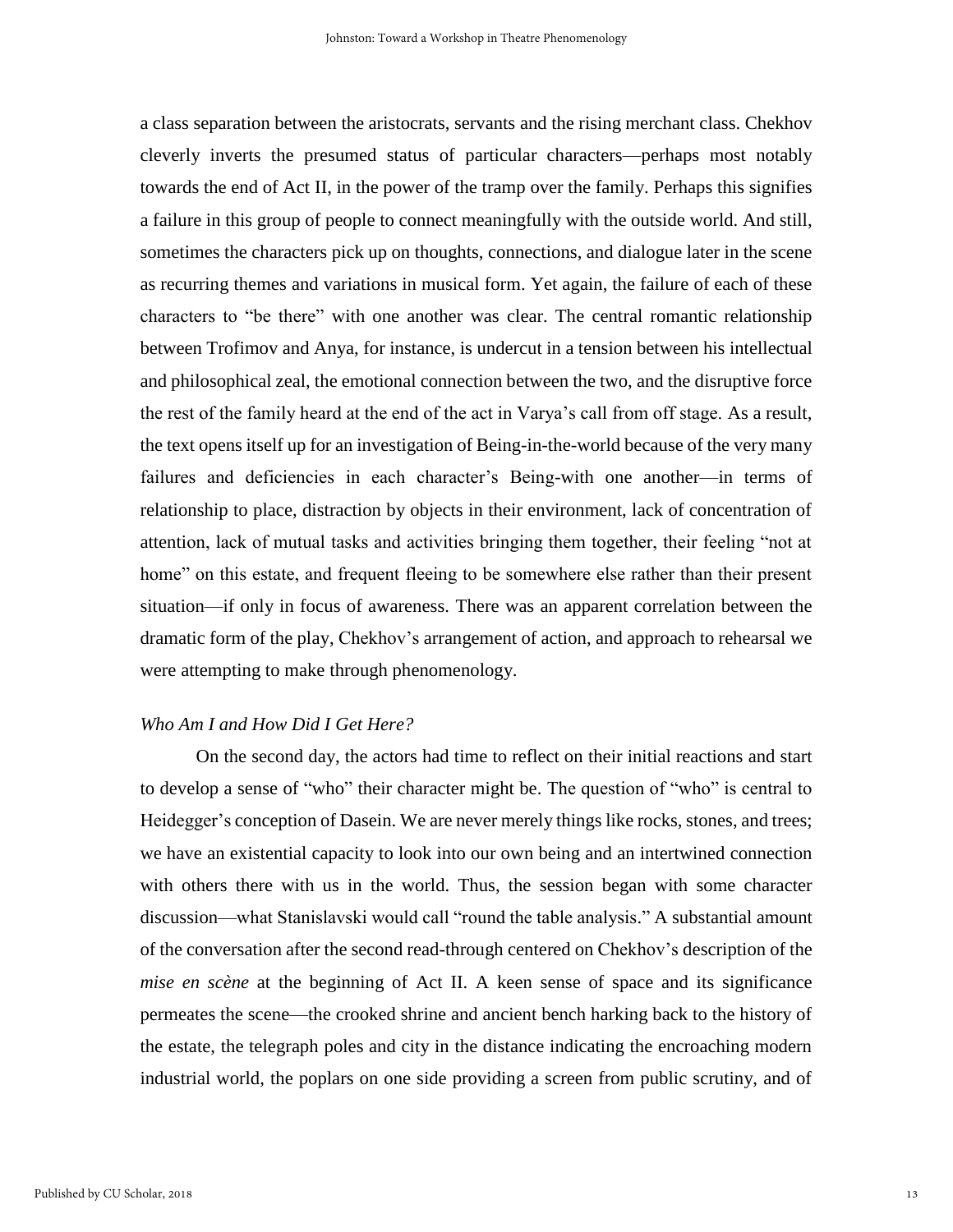a class separation between the aristocrats, servants and the rising merchant class. Chekhov cleverly inverts the presumed status of particular characters—perhaps most notably towards the end of Act II, in the power of the tramp over the family. Perhaps this signifies a failure in this group of people to connect meaningfully with the outside world. And still, sometimes the characters pick up on thoughts, connections, and dialogue later in the scene as recurring themes and variations in musical form. Yet again, the failure of each of these characters to "be there" with one another was clear. The central romantic relationship between Trofimov and Anya, for instance, is undercut in a tension between his intellectual and philosophical zeal, the emotional connection between the two, and the disruptive force the rest of the family heard at the end of the act in Varya's call from off stage. As a result, the text opens itself up for an investigation of Being-in-the-world because of the very many failures and deficiencies in each character's Being-with one another—in terms of relationship to place, distraction by objects in their environment, lack of concentration of attention, lack of mutual tasks and activities bringing them together, their feeling "not at home" on this estate, and frequent fleeing to be somewhere else rather than their present situation—if only in focus of awareness. There was an apparent correlation between the dramatic form of the play, Chekhov's arrangement of action, and approach to rehearsal we were attempting to make through phenomenology.

### *Who Am I and How Did I Get Here?*

On the second day, the actors had time to reflect on their initial reactions and start to develop a sense of "who" their character might be. The question of "who" is central to Heidegger's conception of Dasein. We are never merely things like rocks, stones, and trees; we have an existential capacity to look into our own being and an intertwined connection with others there with us in the world. Thus, the session began with some character discussion—what Stanislavski would call "round the table analysis." A substantial amount of the conversation after the second read-through centered on Chekhov's description of the *mise en scène* at the beginning of Act II. A keen sense of space and its significance permeates the scene—the crooked shrine and ancient bench harking back to the history of the estate, the telegraph poles and city in the distance indicating the encroaching modern industrial world, the poplars on one side providing a screen from public scrutiny, and of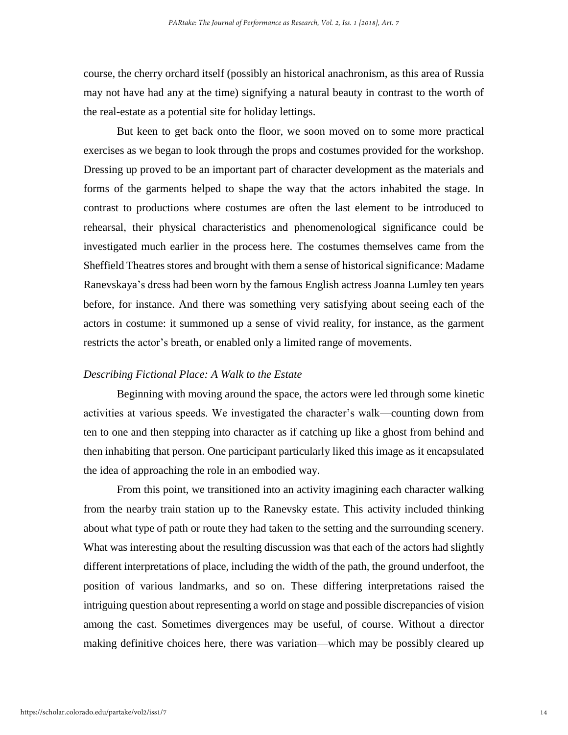course, the cherry orchard itself (possibly an historical anachronism, as this area of Russia may not have had any at the time) signifying a natural beauty in contrast to the worth of the real-estate as a potential site for holiday lettings.

But keen to get back onto the floor, we soon moved on to some more practical exercises as we began to look through the props and costumes provided for the workshop. Dressing up proved to be an important part of character development as the materials and forms of the garments helped to shape the way that the actors inhabited the stage. In contrast to productions where costumes are often the last element to be introduced to rehearsal, their physical characteristics and phenomenological significance could be investigated much earlier in the process here. The costumes themselves came from the Sheffield Theatres stores and brought with them a sense of historical significance: Madame Ranevskaya's dress had been worn by the famous English actress Joanna Lumley ten years before, for instance. And there was something very satisfying about seeing each of the actors in costume: it summoned up a sense of vivid reality, for instance, as the garment restricts the actor's breath, or enabled only a limited range of movements.

*Describing Fictional Place: A Walk to the Estate*

Beginning with moving around the space, the actors were led through some kinetic activities at various speeds. We investigated the character's walk—counting down from ten to one and then stepping into character as if catching up like a ghost from behind and then inhabiting that person. One participant particularly liked this image as it encapsulated the idea of approaching the role in an embodied way.

From this point, we transitioned into an activity imagining each character walking from the nearby train station up to the Ranevsky estate. This activity included thinking about what type of path or route they had taken to the setting and the surrounding scenery. What was interesting about the resulting discussion was that each of the actors had slightly different interpretations of place, including the width of the path, the ground underfoot, the position of various landmarks, and so on. These differing interpretations raised the intriguing question about representing a world on stage and possible discrepancies of vision among the cast. Sometimes divergences may be useful, of course. Without a director making definitive choices here, there was variation—which may be possibly cleared up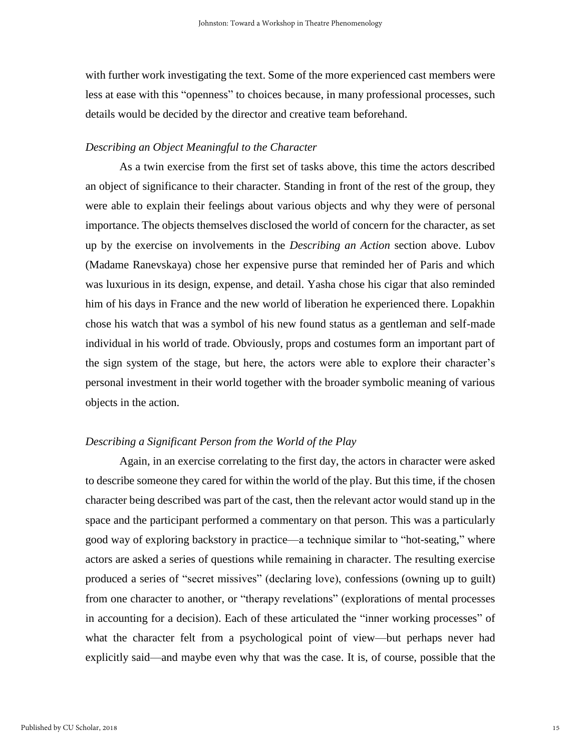with further work investigating the text. Some of the more experienced cast members were less at ease with this "openness" to choices because, in many professional processes, such details would be decided by the director and creative team beforehand.

### *Describing an Object Meaningful to the Character*

As a twin exercise from the first set of tasks above, this time the actors described an object of significance to their character. Standing in front of the rest of the group, they were able to explain their feelings about various objects and why they were of personal importance. The objects themselves disclosed the world of concern for the character, as set up by the exercise on involvements in the *Describing an Action* section above. Lubov (Madame Ranevskaya) chose her expensive purse that reminded her of Paris and which was luxurious in its design, expense, and detail. Yasha chose his cigar that also reminded him of his days in France and the new world of liberation he experienced there. Lopakhin chose his watch that was a symbol of his new found status as a gentleman and self-made individual in his world of trade. Obviously, props and costumes form an important part of the sign system of the stage, but here, the actors were able to explore their character's personal investment in their world together with the broader symbolic meaning of various objects in the action.

### *Describing a Significant Person from the World of the Play*

Again, in an exercise correlating to the first day, the actors in character were asked to describe someone they cared for within the world of the play. But this time, if the chosen character being described was part of the cast, then the relevant actor would stand up in the space and the participant performed a commentary on that person. This was a particularly good way of exploring backstory in practice—a technique similar to "hot-seating," where actors are asked a series of questions while remaining in character. The resulting exercise produced a series of "secret missives" (declaring love), confessions (owning up to guilt) from one character to another, or "therapy revelations" (explorations of mental processes in accounting for a decision). Each of these articulated the "inner working processes" of what the character felt from a psychological point of view—but perhaps never had explicitly said—and maybe even why that was the case. It is, of course, possible that the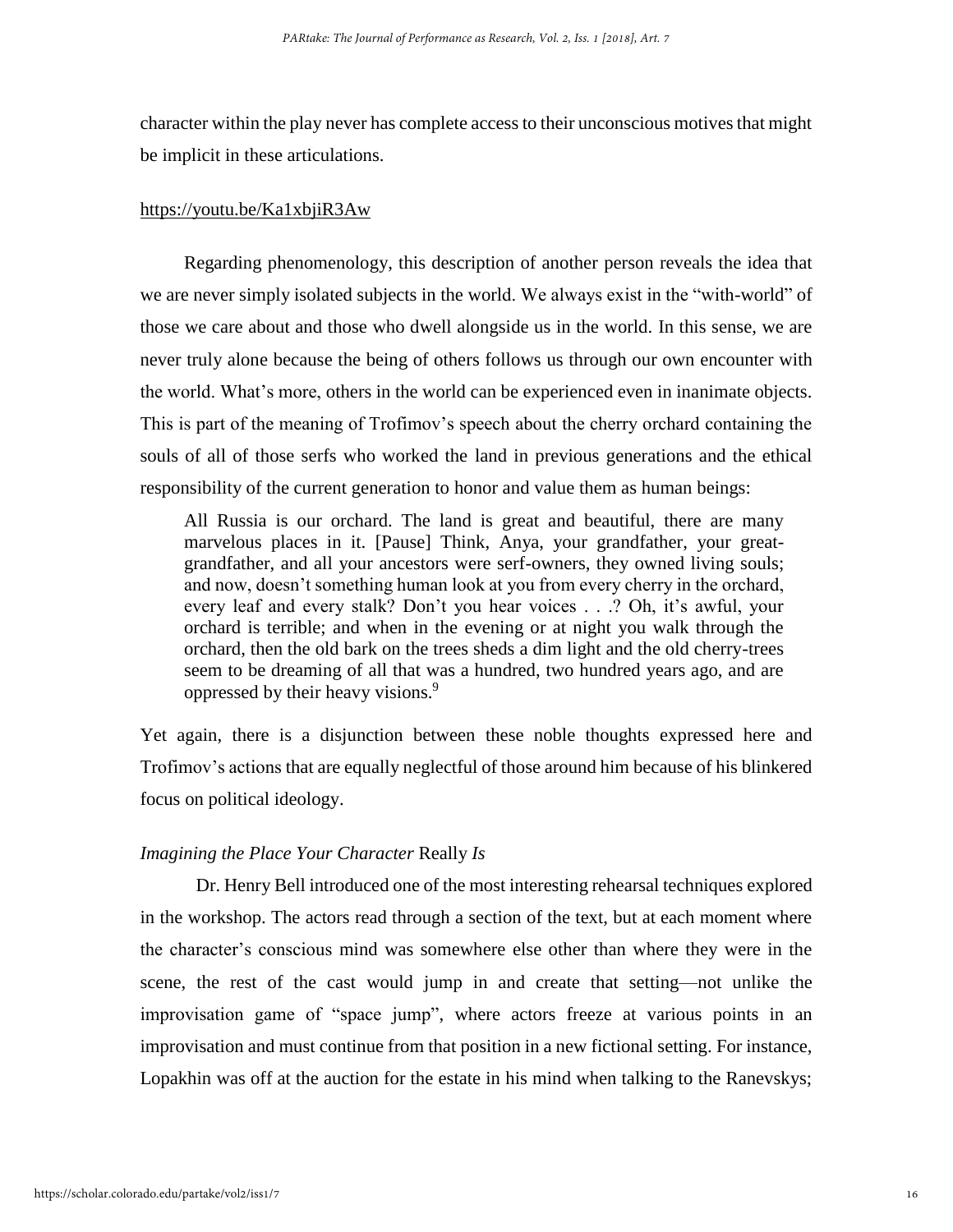character within the play never has complete access to their unconscious motives that might be implicit in these articulations.

https://youtu.be/Ka1xbjiR3Aw

Regarding phenomenology, this description of another person reveals the idea that we are never simply isolated subjects in the world. We always exist in the "with-world" of those we care about and those who dwell alongside us in the world. In this sense, we are never truly alone because the being of others follows us through our own encounter with the world. What's more, others in the world can be experienced even in inanimate objects. This is part of the meaning of Trofimov's speech about the cherry orchard containing the souls of all of those serfs who worked the land in previous generations and the ethical responsibility of the current generation to honor and value them as human beings:

> All Russia is our orchard. The land is great and beautiful, there are many marvelous places in it. [Pause] Think, Anya, your grandfather, your great-grandfather, and all your ancestors were serf-owners, they owned living souls; and now, doesn't something human look at you from every cherry in the orchard, every leaf and every stalk? Don't you hear voices . . .? Oh, it's awful, your orchard is terrible; and when in the evening or at night you walk through the orchard, then the old bark on the trees sheds a dim light and the old cherry-trees seem to be dreaming of all that was a hundred, two hundred years ago, and are oppressed by their heavy visions.[9]

Yet again, there is a disjunction between these noble thoughts expressed here and Trofimov's actions that are equally neglectful of those around him because of his blinkered focus on political ideology.

### *Imagining the Place Your Character* Really *Is*

Dr. Henry Bell introduced one of the most interesting rehearsal techniques explored in the workshop. The actors read through a section of the text, but at each moment where the character's conscious mind was somewhere else other than where they were in the scene, the rest of the cast would jump in and create that setting—not unlike the improvisation game of "space jump", where actors freeze at various points in an improvisation and must continue from that position in a new fictional setting. For instance, Lopakhin was off at the auction for the estate in his mind when talking to the Ranevskys;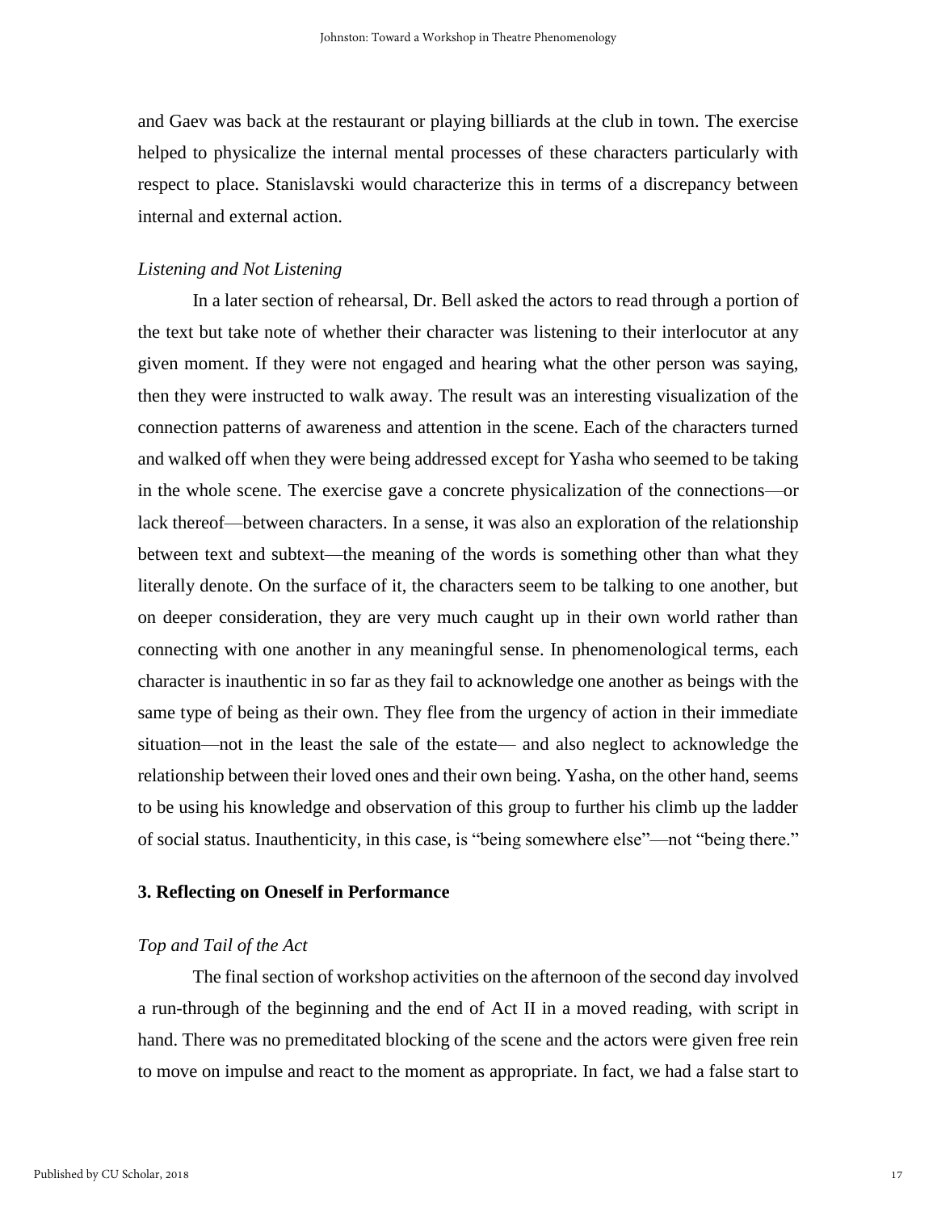and Gaev was back at the restaurant or playing billiards at the club in town. The exercise helped to physicalize the internal mental processes of these characters particularly with respect to place. Stanislavski would characterize this in terms of a discrepancy between internal and external action.

*Listening and Not Listening*

In a later section of rehearsal, Dr. Bell asked the actors to read through a portion of the text but take note of whether their character was listening to their interlocutor at any given moment. If they were not engaged and hearing what the other person was saying, then they were instructed to walk away. The result was an interesting visualization of the connection patterns of awareness and attention in the scene. Each of the characters turned and walked off when they were being addressed except for Yasha who seemed to be taking in the whole scene. The exercise gave a concrete physicalization of the connections—or lack thereof—between characters. In a sense, it was also an exploration of the relationship between text and subtext—the meaning of the words is something other than what they literally denote. On the surface of it, the characters seem to be talking to one another, but on deeper consideration, they are very much caught up in their own world rather than connecting with one another in any meaningful sense. In phenomenological terms, each character is inauthentic in so far as they fail to acknowledge one another as beings with the same type of being as their own. They flee from the urgency of action in their immediate situation—not in the least the sale of the estate— and also neglect to acknowledge the relationship between their loved ones and their own being. Yasha, on the other hand, seems to be using his knowledge and observation of this group to further his climb up the ladder of social status. Inauthenticity, in this case, is "being somewhere else"—not "being there."

## 3. Reflecting on Oneself in Performance

*Top and Tail of the Act*

The final section of workshop activities on the afternoon of the second day involved a run-through of the beginning and the end of Act II in a moved reading, with script in hand. There was no premeditated blocking of the scene and the actors were given free rein to move on impulse and react to the moment as appropriate. In fact, we had a false start to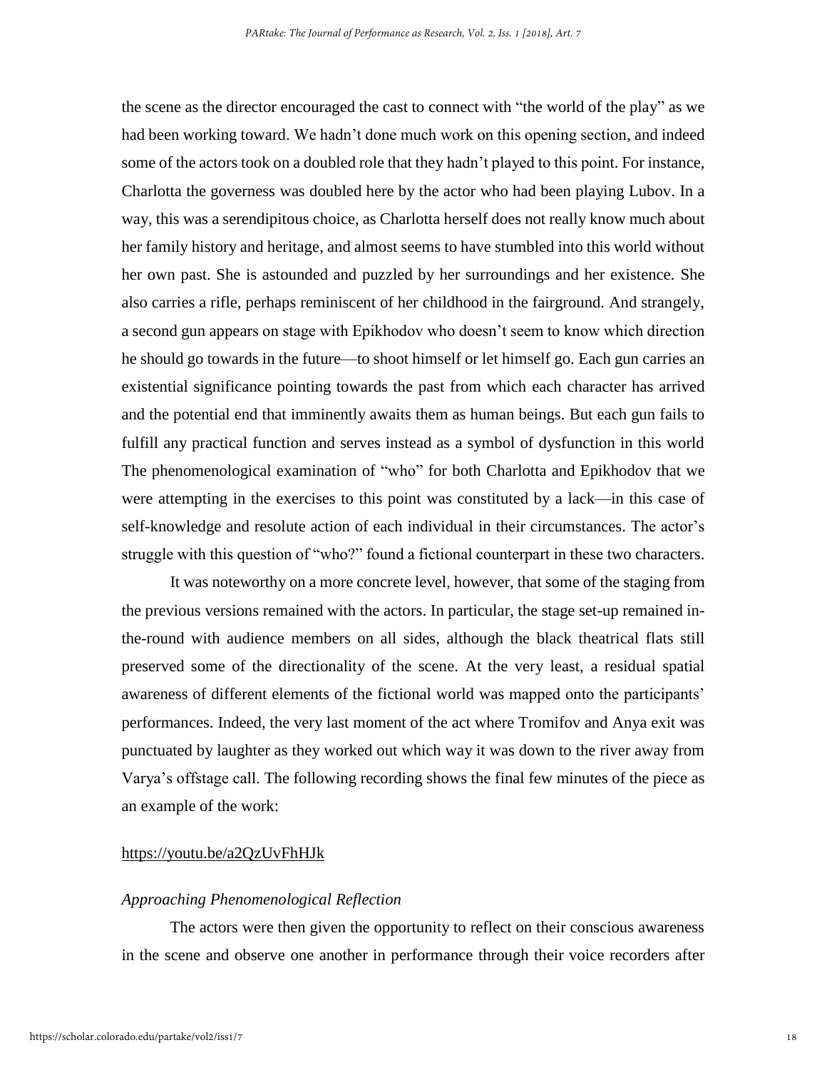the scene as the director encouraged the cast to connect with "the world of the play" as we had been working toward. We hadn't done much work on this opening section, and indeed some of the actors took on a doubled role that they hadn't played to this point. For instance, Charlotta the governess was doubled here by the actor who had been playing Lubov. In a way, this was a serendipitous choice, as Charlotta herself does not really know much about her family history and heritage, and almost seems to have stumbled into this world without her own past. She is astounded and puzzled by her surroundings and her existence. She also carries a rifle, perhaps reminiscent of her childhood in the fairground. And strangely, a second gun appears on stage with Epikhodov who doesn't seem to know which direction he should go towards in the future—to shoot himself or let himself go. Each gun carries an existential significance pointing towards the past from which each character has arrived and the potential end that imminently awaits them as human beings. But each gun fails to fulfill any practical function and serves instead as a symbol of dysfunction in this world The phenomenological examination of "who" for both Charlotta and Epikhodov that we were attempting in the exercises to this point was constituted by a lack—in this case of self-knowledge and resolute action of each individual in their circumstances. The actor's struggle with this question of "who?" found a fictional counterpart in these two characters.

It was noteworthy on a more concrete level, however, that some of the staging from the previous versions remained with the actors. In particular, the stage set-up remained in-the-round with audience members on all sides, although the black theatrical flats still preserved some of the directionality of the scene. At the very least, a residual spatial awareness of different elements of the fictional world was mapped onto the participants' performances. Indeed, the very last moment of the act where Tromifov and Anya exit was punctuated by laughter as they worked out which way it was down to the river away from Varya's offstage call. The following recording shows the final few minutes of the piece as an example of the work:

https://youtu.be/a2QzUvFhHJk

### *Approaching Phenomenological Reflection*

The actors were then given the opportunity to reflect on their conscious awareness in the scene and observe one another in performance through their voice recorders after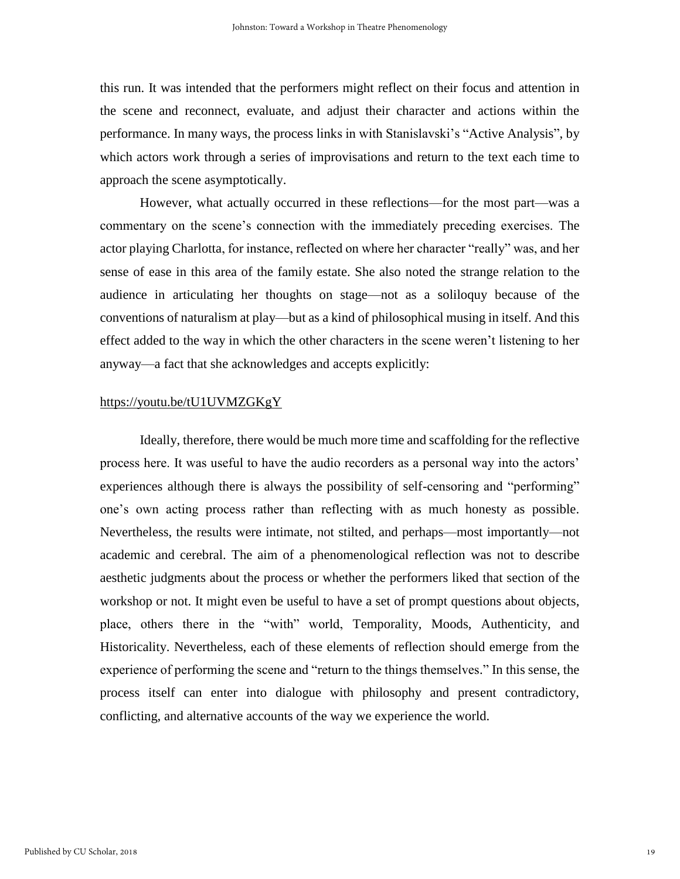this run. It was intended that the performers might reflect on their focus and attention in the scene and reconnect, evaluate, and adjust their character and actions within the performance. In many ways, the process links in with Stanislavski's "Active Analysis", by which actors work through a series of improvisations and return to the text each time to approach the scene asymptotically.

However, what actually occurred in these reflections—for the most part—was a commentary on the scene's connection with the immediately preceding exercises. The actor playing Charlotta, for instance, reflected on where her character "really" was, and her sense of ease in this area of the family estate. She also noted the strange relation to the audience in articulating her thoughts on stage—not as a soliloquy because of the conventions of naturalism at play—but as a kind of philosophical musing in itself. And this effect added to the way in which the other characters in the scene weren't listening to her anyway—a fact that she acknowledges and accepts explicitly:

https://youtu.be/tU1UVMZGKgY

Ideally, therefore, there would be much more time and scaffolding for the reflective process here. It was useful to have the audio recorders as a personal way into the actors' experiences although there is always the possibility of self-censoring and "performing" one's own acting process rather than reflecting with as much honesty as possible. Nevertheless, the results were intimate, not stilted, and perhaps—most importantly—not academic and cerebral. The aim of a phenomenological reflection was not to describe aesthetic judgments about the process or whether the performers liked that section of the workshop or not. It might even be useful to have a set of prompt questions about objects, place, others there in the "with" world, Temporality, Moods, Authenticity, and Historicality. Nevertheless, each of these elements of reflection should emerge from the experience of performing the scene and "return to the things themselves." In this sense, the process itself can enter into dialogue with philosophy and present contradictory, conflicting, and alternative accounts of the way we experience the world.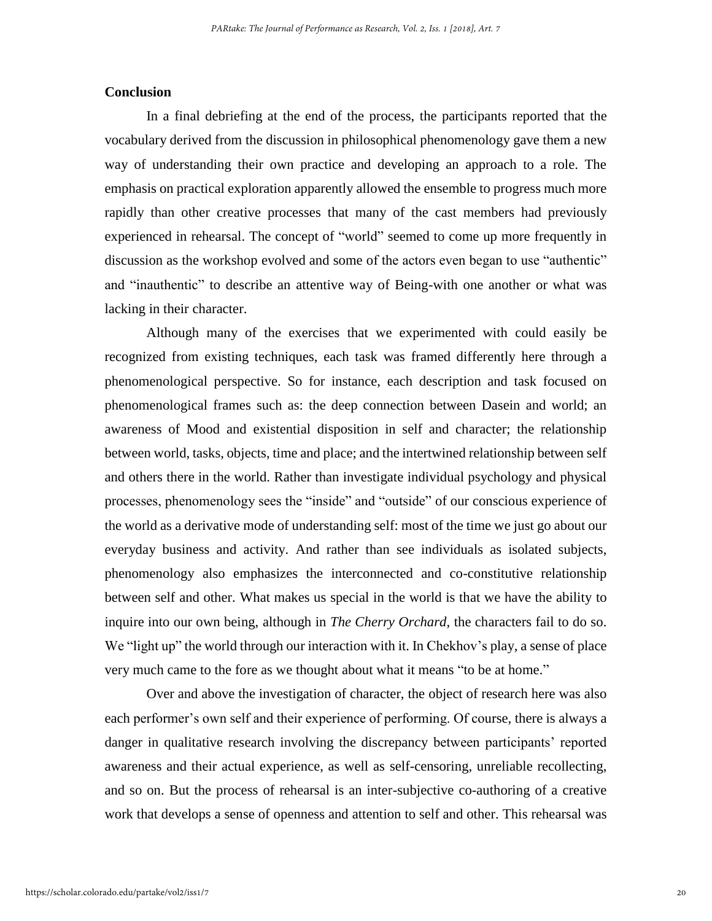## Conclusion

In a final debriefing at the end of the process, the participants reported that the vocabulary derived from the discussion in philosophical phenomenology gave them a new way of understanding their own practice and developing an approach to a role. The emphasis on practical exploration apparently allowed the ensemble to progress much more rapidly than other creative processes that many of the cast members had previously experienced in rehearsal. The concept of "world" seemed to come up more frequently in discussion as the workshop evolved and some of the actors even began to use "authentic" and "inauthentic" to describe an attentive way of Being-with one another or what was lacking in their character.

Although many of the exercises that we experimented with could easily be recognized from existing techniques, each task was framed differently here through a phenomenological perspective. So for instance, each description and task focused on phenomenological frames such as: the deep connection between Dasein and world; an awareness of Mood and existential disposition in self and character; the relationship between world, tasks, objects, time and place; and the intertwined relationship between self and others there in the world. Rather than investigate individual psychology and physical processes, phenomenology sees the "inside" and "outside" of our conscious experience of the world as a derivative mode of understanding self: most of the time we just go about our everyday business and activity. And rather than see individuals as isolated subjects, phenomenology also emphasizes the interconnected and co-constitutive relationship between self and other. What makes us special in the world is that we have the ability to inquire into our own being, although in *The Cherry Orchard*, the characters fail to do so. We "light up" the world through our interaction with it. In Chekhov's play, a sense of place very much came to the fore as we thought about what it means "to be at home."

Over and above the investigation of character, the object of research here was also each performer's own self and their experience of performing. Of course, there is always a danger in qualitative research involving the discrepancy between participants' reported awareness and their actual experience, as well as self-censoring, unreliable recollecting, and so on. But the process of rehearsal is an inter-subjective co-authoring of a creative work that develops a sense of openness and attention to self and other. This rehearsal was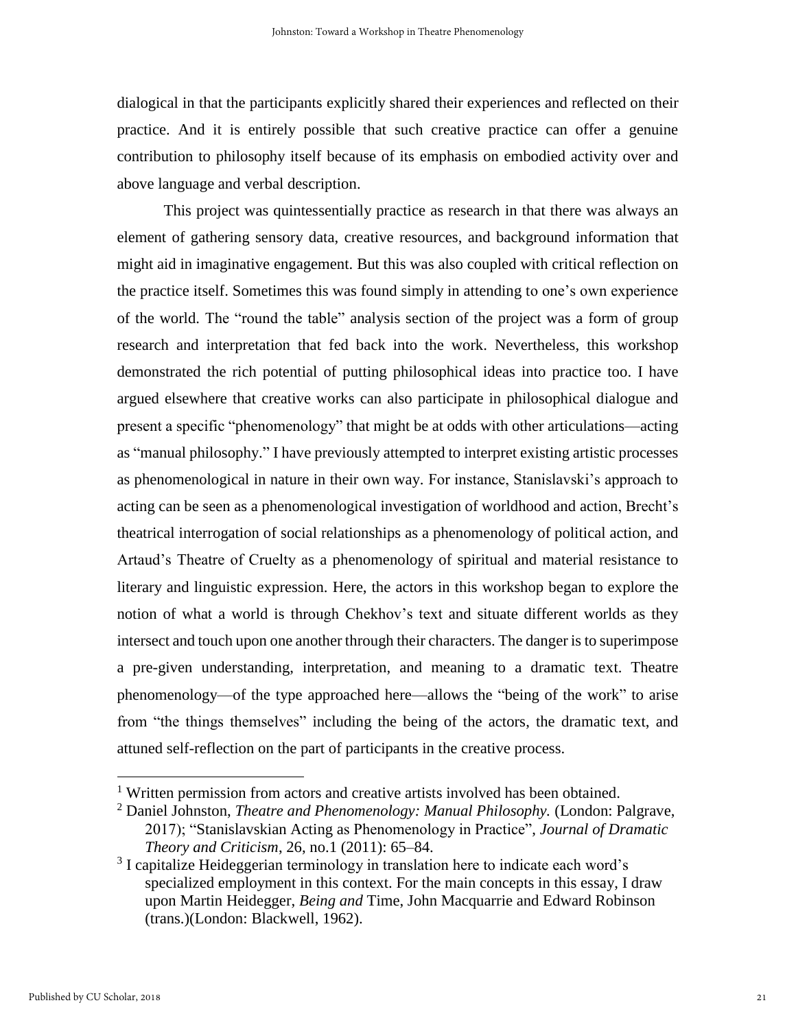dialogical in that the participants explicitly shared their experiences and reflected on their practice. And it is entirely possible that such creative practice can offer a genuine contribution to philosophy itself because of its emphasis on embodied activity over and above language and verbal description.

This project was quintessentially practice as research in that there was always an element of gathering sensory data, creative resources, and background information that might aid in imaginative engagement. But this was also coupled with critical reflection on the practice itself. Sometimes this was found simply in attending to one's own experience of the world. The "round the table" analysis section of the project was a form of group research and interpretation that fed back into the work. Nevertheless, this workshop demonstrated the rich potential of putting philosophical ideas into practice too. I have argued elsewhere that creative works can also participate in philosophical dialogue and present a specific "phenomenology" that might be at odds with other articulations—acting as "manual philosophy." I have previously attempted to interpret existing artistic processes as phenomenological in nature in their own way. For instance, Stanislavski's approach to acting can be seen as a phenomenological investigation of worldhood and action, Brecht's theatrical interrogation of social relationships as a phenomenology of political action, and Artaud's Theatre of Cruelty as a phenomenology of spiritual and material resistance to literary and linguistic expression. Here, the actors in this workshop began to explore the notion of what a world is through Chekhov's text and situate different worlds as they intersect and touch upon one another through their characters. The danger is to superimpose a pre-given understanding, interpretation, and meaning to a dramatic text. Theatre phenomenology—of the type approached here—allows the "being of the work" to arise from "the things themselves" including the being of the actors, the dramatic text, and attuned self-reflection on the part of participants in the creative process.

---

[1] Written permission from actors and creative artists involved has been obtained.

[2] Daniel Johnston, *Theatre and Phenomenology: Manual Philosophy.* (London: Palgrave, 2017); "Stanislavskian Acting as Phenomenology in Practice", *Journal of Dramatic Theory and Criticism*, 26, no.1 (2011): 65–84.

[3] I capitalize Heideggerian terminology in translation here to indicate each word's specialized employment in this context. For the main concepts in this essay, I draw upon Martin Heidegger, *Being and* Time, John Macquarrie and Edward Robinson (trans.)(London: Blackwell, 1962).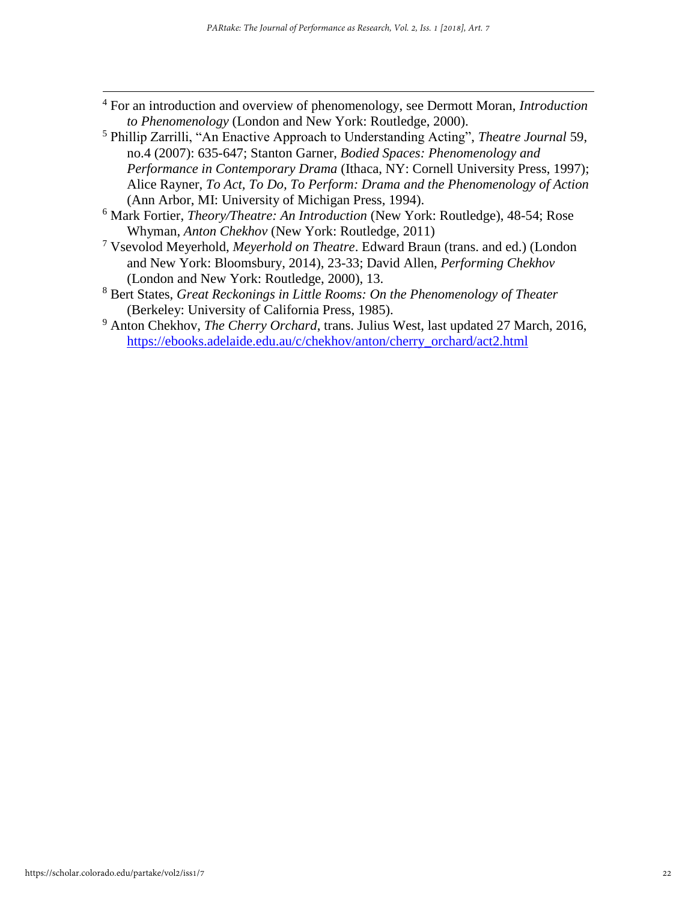[4] For an introduction and overview of phenomenology, see Dermott Moran, *Introduction to Phenomenology* (London and New York: Routledge, 2000).

[5] Phillip Zarrilli, "An Enactive Approach to Understanding Acting", *Theatre Journal* 59, no.4 (2007): 635-647; Stanton Garner, *Bodied Spaces: Phenomenology and Performance in Contemporary Drama* (Ithaca, NY: Cornell University Press, 1997); Alice Rayner, *To Act, To Do, To Perform: Drama and the Phenomenology of Action* (Ann Arbor, MI: University of Michigan Press, 1994).

[6] Mark Fortier, *Theory/Theatre: An Introduction* (New York: Routledge), 48-54; Rose Whyman, *Anton Chekhov* (New York: Routledge, 2011)

[7] Vsevolod Meyerhold, *Meyerhold on Theatre*. Edward Braun (trans. and ed.) (London and New York: Bloomsbury, 2014), 23-33; David Allen, *Performing Chekhov* (London and New York: Routledge, 2000), 13.

[8] Bert States, *Great Reckonings in Little Rooms: On the Phenomenology of Theater* (Berkeley: University of California Press, 1985).

[9] Anton Chekhov, *The Cherry Orchard*, trans. Julius West, last updated 27 March, 2016, https://ebooks.adelaide.edu.au/c/chekhov/anton/cherry_orchard/act2.html